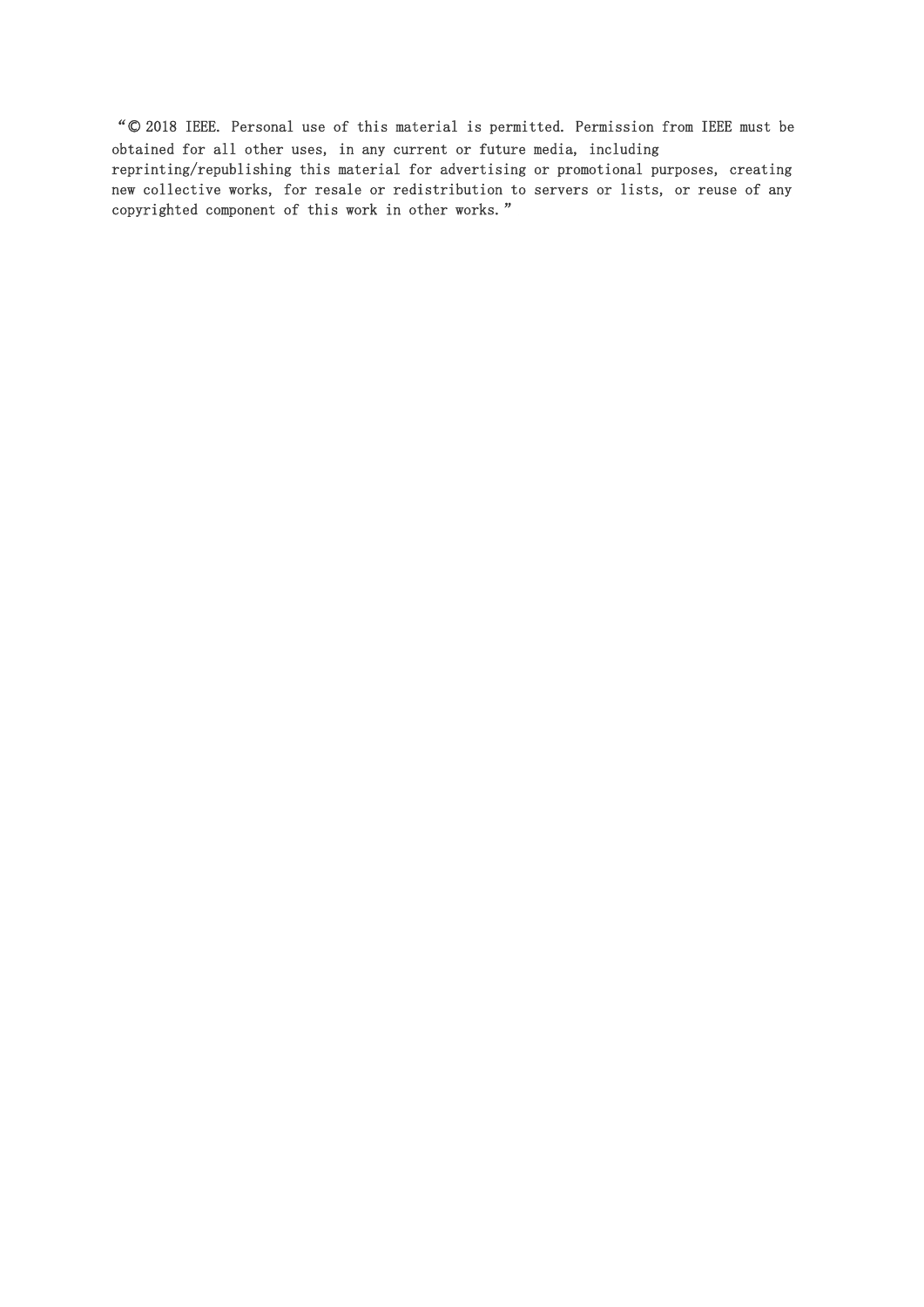“© 2018 IEEE. Personal use of this material is permitted. Permission from IEEE must be obtained for all other uses, in any current or future media, including reprinting/republishing this material for advertising or promotional purposes, creating new collective works, for resale or redistribution to servers or lists, or reuse of any copyrighted component of this work in other works.”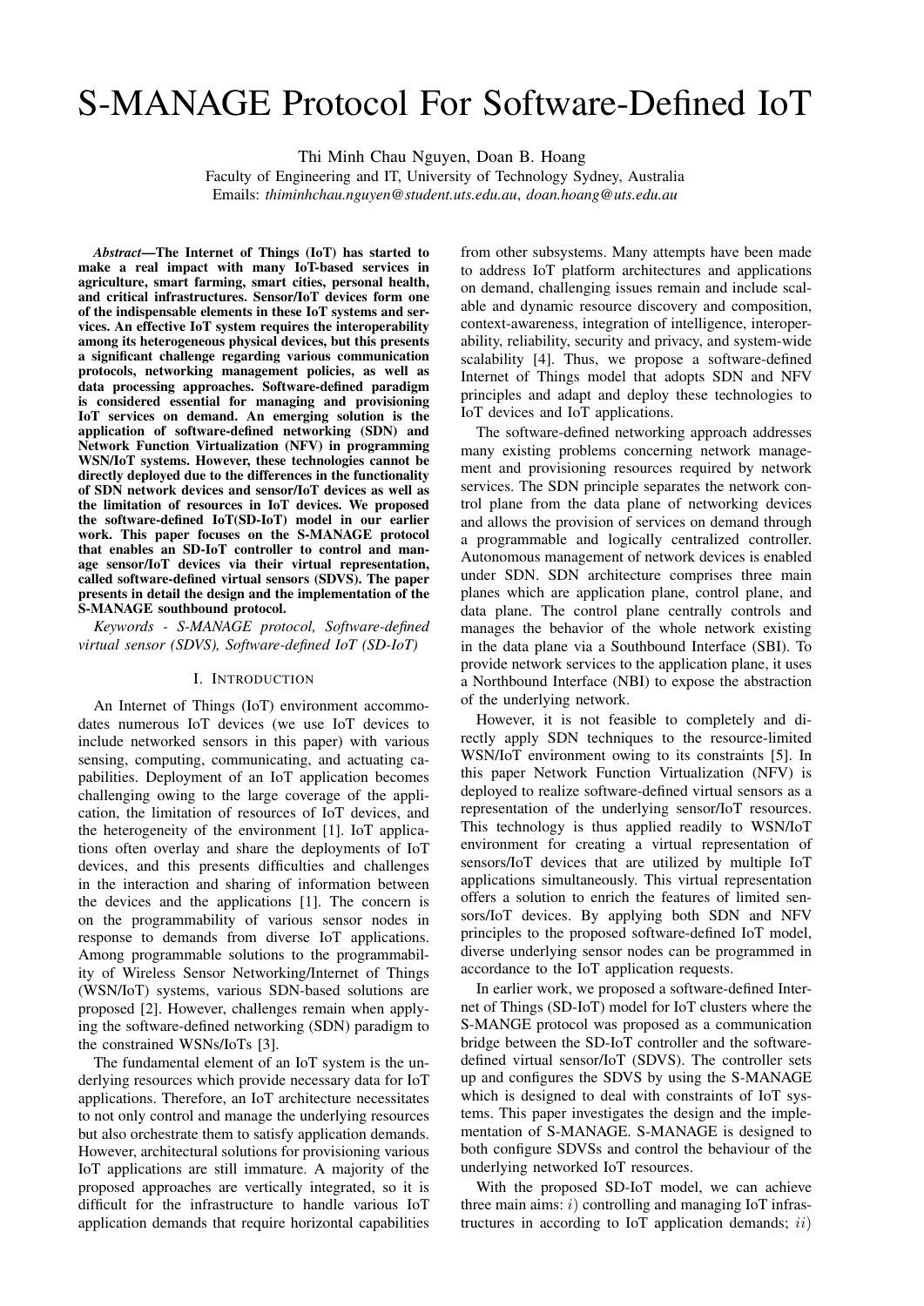# S-MANAGE Protocol For Software-Defined IoT

Thi Minh Chau Nguyen, Doan B. Hoang

Faculty of Engineering and IT, University of Technology Sydney, Australia

Emails: *thiminhchau.nguyen@student.uts.edu.au*, *doan.hoang@uts.edu.au*

***Abstract*—The Internet of Things (IoT) has started to make a real impact with many IoT-based services in agriculture, smart farming, smart cities, personal health, and critical infrastructures. Sensor/IoT devices form one of the indispensable elements in these IoT systems and services. An effective IoT system requires the interoperability among its heterogeneous physical devices, but this presents a significant challenge regarding various communication protocols, networking management policies, as well as data processing approaches. Software-defined paradigm is considered essential for managing and provisioning IoT services on demand. An emerging solution is the application of software-defined networking (SDN) and Network Function Virtualization (NFV) in programming WSN/IoT systems. However, these technologies cannot be directly deployed due to the differences in the functionality of SDN network devices and sensor/IoT devices as well as the limitation of resources in IoT devices. We proposed the software-defined IoT(SD-IoT) model in our earlier work. This paper focuses on the S-MANAGE protocol that enables an SD-IoT controller to control and manage sensor/IoT devices via their virtual representation, called software-defined virtual sensors (SDVS). The paper presents in detail the design and the implementation of the S-MANAGE southbound protocol.**

*Keywords - S-MANAGE protocol, Software-defined virtual sensor (SDVS), Software-defined IoT (SD-IoT)*

## I. Introduction

An Internet of Things (IoT) environment accommodates numerous IoT devices (we use IoT devices to include networked sensors in this paper) with various sensing, computing, communicating, and actuating capabilities. Deployment of an IoT application becomes challenging owing to the large coverage of the application, the limitation of resources of IoT devices, and the heterogeneity of the environment [1]. IoT applications often overlay and share the deployments of IoT devices, and this presents difficulties and challenges in the interaction and sharing of information between the devices and the applications [1]. The concern is on the programmability of various sensor nodes in response to demands from diverse IoT applications. Among programmable solutions to the programmability of Wireless Sensor Networking/Internet of Things (WSN/IoT) systems, various SDN-based solutions are proposed [2]. However, challenges remain when applying the software-defined networking (SDN) paradigm to the constrained WSNs/IoTs [3].

The fundamental element of an IoT system is the underlying resources which provide necessary data for IoT applications. Therefore, an IoT architecture necessitates to not only control and manage the underlying resources but also orchestrate them to satisfy application demands. However, architectural solutions for provisioning various IoT applications are still immature. A majority of the proposed approaches are vertically integrated, so it is difficult for the infrastructure to handle various IoT application demands that require horizontal capabilities from other subsystems. Many attempts have been made to address IoT platform architectures and applications on demand, challenging issues remain and include scalable and dynamic resource discovery and composition, context-awareness, integration of intelligence, interoperability, reliability, security and privacy, and system-wide scalability [4]. Thus, we propose a software-defined Internet of Things model that adopts SDN and NFV principles and adapt and deploy these technologies to IoT devices and IoT applications.

The software-defined networking approach addresses many existing problems concerning network management and provisioning resources required by network services. The SDN principle separates the network control plane from the data plane of networking devices and allows the provision of services on demand through a programmable and logically centralized controller. Autonomous management of network devices is enabled under SDN. SDN architecture comprises three main planes which are application plane, control plane, and data plane. The control plane centrally controls and manages the behavior of the whole network existing in the data plane via a Southbound Interface (SBI). To provide network services to the application plane, it uses a Northbound Interface (NBI) to expose the abstraction of the underlying network.

However, it is not feasible to completely and directly apply SDN techniques to the resource-limited WSN/IoT environment owing to its constraints [5]. In this paper Network Function Virtualization (NFV) is deployed to realize software-defined virtual sensors as a representation of the underlying sensor/IoT resources. This technology is thus applied readily to WSN/IoT environment for creating a virtual representation of sensors/IoT devices that are utilized by multiple IoT applications simultaneously. This virtual representation offers a solution to enrich the features of limited sensors/IoT devices. By applying both SDN and NFV principles to the proposed software-defined IoT model, diverse underlying sensor nodes can be programmed in accordance to the IoT application requests.

In earlier work, we proposed a software-defined Internet of Things (SD-IoT) model for IoT clusters where the S-MANGE protocol was proposed as a communication bridge between the SD-IoT controller and the software-defined virtual sensor/IoT (SDVS). The controller sets up and configures the SDVS by using the S-MANAGE which is designed to deal with constraints of IoT systems. This paper investigates the design and the implementation of S-MANAGE. S-MANAGE is designed to both configure SDVSs and control the behaviour of the underlying networked IoT resources.

With the proposed SD-IoT model, we can achieve three main aims: $i)$ controlling and managing IoT infrastructures in according to IoT application demands; $ii)$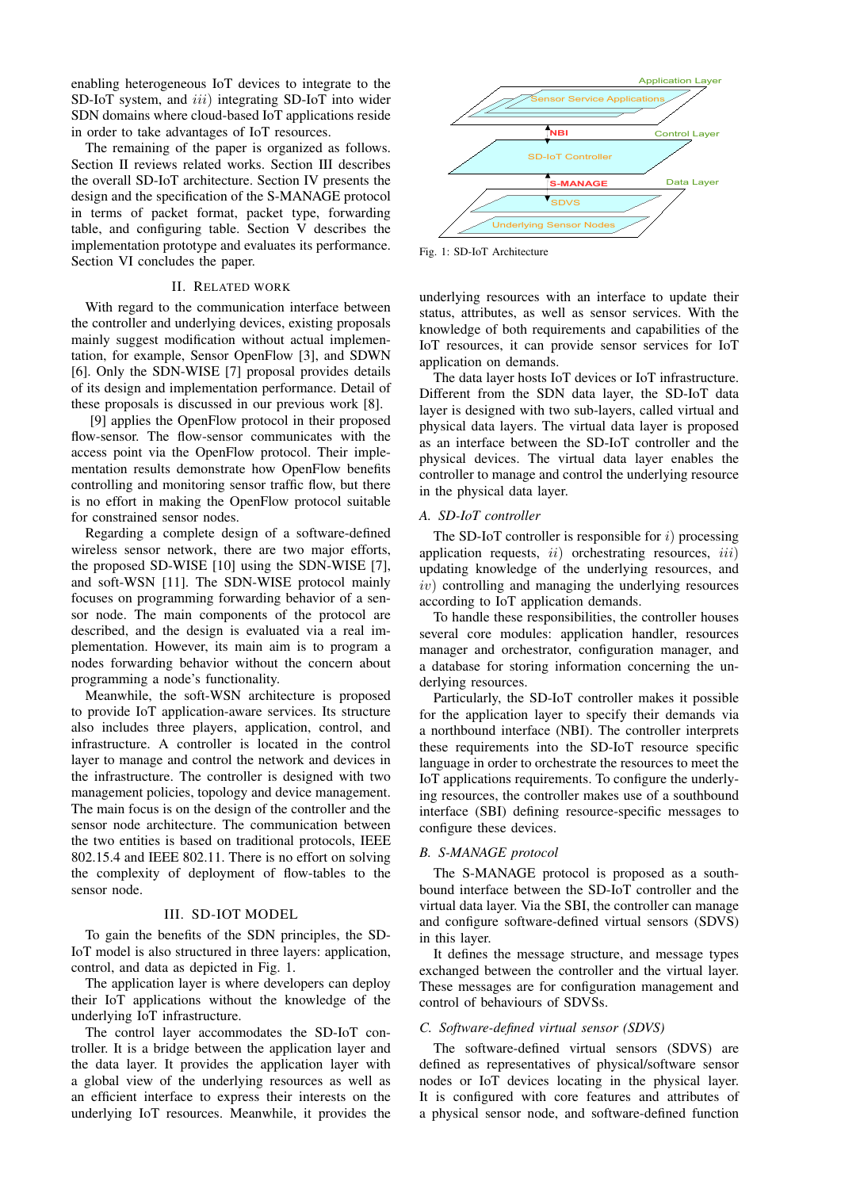enabling heterogeneous IoT devices to integrate to the SD-IoT system, and $iii)$ integrating SD-IoT into wider SDN domains where cloud-based IoT applications reside in order to take advantages of IoT resources.

The remaining of the paper is organized as follows. Section II reviews related works. Section III describes the overall SD-IoT architecture. Section IV presents the design and the specification of the S-MANAGE protocol in terms of packet format, packet type, forwarding table, and configuring table. Section V describes the implementation prototype and evaluates its performance. Section VI concludes the paper.

## II. Related Work

With regard to the communication interface between the controller and underlying devices, existing proposals mainly suggest modification without actual implementation, for example, Sensor OpenFlow [3], and SDWN [6]. Only the SDN-WISE [7] proposal provides details of its design and implementation performance. Detail of these proposals is discussed in our previous work [8].

[9] applies the OpenFlow protocol in their proposed flow-sensor. The flow-sensor communicates with the access point via the OpenFlow protocol. Their implementation results demonstrate how OpenFlow benefits controlling and monitoring sensor traffic flow, but there is no effort in making the OpenFlow protocol suitable for constrained sensor nodes.

Regarding a complete design of a software-defined wireless sensor network, there are two major efforts, the proposed SD-WISE [10] using the SDN-WISE [7], and soft-WSN [11]. The SDN-WISE protocol mainly focuses on programming forwarding behavior of a sensor node. The main components of the protocol are described, and the design is evaluated via a real implementation. However, its main aim is to program a nodes forwarding behavior without the concern about programming a node's functionality.

Meanwhile, the soft-WSN architecture is proposed to provide IoT application-aware services. Its structure also includes three players, application, control, and infrastructure. A controller is located in the control layer to manage and control the network and devices in the infrastructure. The controller is designed with two management policies, topology and device management. The main focus is on the design of the controller and the sensor node architecture. The communication between the two entities is based on traditional protocols, IEEE 802.15.4 and IEEE 802.11. There is no effort on solving the complexity of deployment of flow-tables to the sensor node.

## III. SD-IoT Model

To gain the benefits of the SDN principles, the SD-IoT model is also structured in three layers: application, control, and data as depicted in Fig. 1.

The application layer is where developers can deploy their IoT applications without the knowledge of the underlying IoT infrastructure.

The control layer accommodates the SD-IoT controller. It is a bridge between the application layer and the data layer. It provides the application layer with a global view of the underlying resources as well as an efficient interface to express their interests on the underlying IoT resources. Meanwhile, it provides the underlying resources with an interface to update their status, attributes, as well as sensor services. With the knowledge of both requirements and capabilities of the IoT resources, it can provide sensor services for IoT application on demands.

Application Layer
Sensor Service Applications
NBI
Control Layer
SD-IoT Controller
S-MANAGE
Data Layer
SDVS
Underlying Sensor Nodes

Fig. 1: SD-IoT Architecture

The data layer hosts IoT devices or IoT infrastructure. Different from the SDN data layer, the SD-IoT data layer is designed with two sub-layers, called virtual and physical data layers. The virtual data layer is proposed as an interface between the SD-IoT controller and the physical devices. The virtual data layer enables the controller to manage and control the underlying resource in the physical data layer.

### A. SD-IoT controller

The SD-IoT controller is responsible for $i)$ processing application requests, $ii)$ orchestrating resources, $iii)$ updating knowledge of the underlying resources, and $iv)$ controlling and managing the underlying resources according to IoT application demands.

To handle these responsibilities, the controller houses several core modules: application handler, resources manager and orchestrator, configuration manager, and a database for storing information concerning the underlying resources.

Particularly, the SD-IoT controller makes it possible for the application layer to specify their demands via a northbound interface (NBI). The controller interprets these requirements into the SD-IoT resource specific language in order to orchestrate the resources to meet the IoT applications requirements. To configure the underlying resources, the controller makes use of a southbound interface (SBI) defining resource-specific messages to configure these devices.

### B. S-MANAGE protocol

The S-MANAGE protocol is proposed as a southbound interface between the SD-IoT controller and the virtual data layer. Via the SBI, the controller can manage and configure software-defined virtual sensors (SDVS) in this layer.

It defines the message structure, and message types exchanged between the controller and the virtual layer. These messages are for configuration management and control of behaviours of SDVSs.

### C. Software-defined virtual sensor (SDVS)

The software-defined virtual sensors (SDVS) are defined as representatives of physical/software sensor nodes or IoT devices locating in the physical layer. It is configured with core features and attributes of a physical sensor node, and software-defined function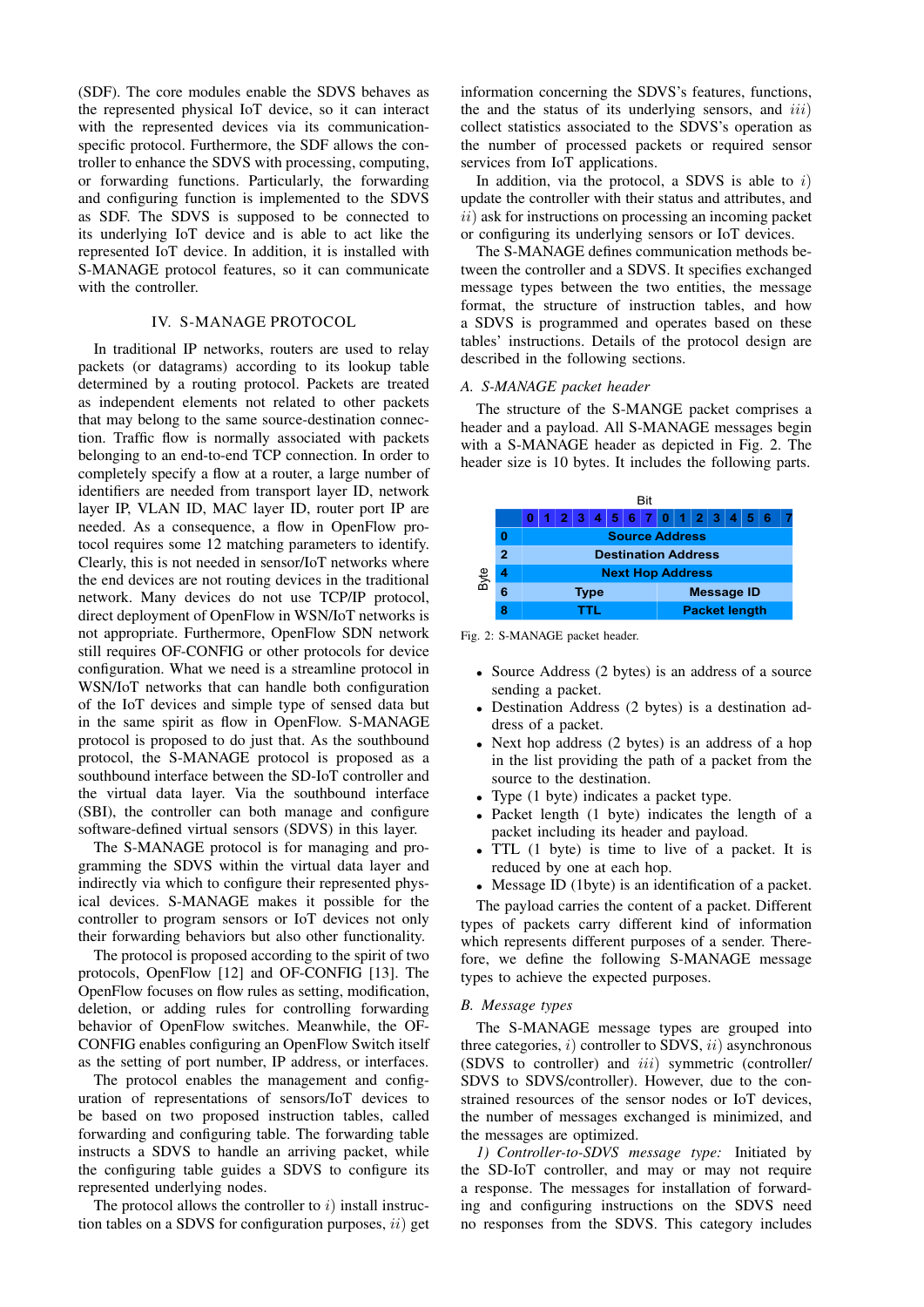(SDF). The core modules enable the SDVS behaves as the represented physical IoT device, so it can interact with the represented devices via its communication-specific protocol. Furthermore, the SDF allows the controller to enhance the SDVS with processing, computing, or forwarding functions. Particularly, the forwarding and configuring function is implemented to the SDVS as SDF. The SDVS is supposed to be connected to its underlying IoT device and is able to act like the represented IoT device. In addition, it is installed with S-MANAGE protocol features, so it can communicate with the controller.

## IV. S-MANAGE Protocol

In traditional IP networks, routers are used to relay packets (or datagrams) according to its lookup table determined by a routing protocol. Packets are treated as independent elements not related to other packets that may belong to the same source-destination connection. Traffic flow is normally associated with packets belonging to an end-to-end TCP connection. In order to completely specify a flow at a router, a large number of identifiers are needed from transport layer ID, network layer IP, VLAN ID, MAC layer ID, router port IP are needed. As a consequence, a flow in OpenFlow protocol requires some 12 matching parameters to identify. Clearly, this is not needed in sensor/IoT networks where the end devices are not routing devices in the traditional network. Many devices do not use TCP/IP protocol, direct deployment of OpenFlow in WSN/IoT networks is not appropriate. Furthermore, OpenFlow SDN network still requires OF-CONFIG or other protocols for device configuration. What we need is a streamline protocol in WSN/IoT networks that can handle both configuration of the IoT devices and simple type of sensed data but in the same spirit as flow in OpenFlow. S-MANAGE protocol is proposed to do just that. As the southbound protocol, the S-MANAGE protocol is proposed as a southbound interface between the SD-IoT controller and the virtual data layer. Via the southbound interface (SBI), the controller can both manage and configure software-defined virtual sensors (SDVS) in this layer.

The S-MANAGE protocol is for managing and programming the SDVS within the virtual data layer and indirectly via which to configure their represented physical devices. S-MANAGE makes it possible for the controller to program sensors or IoT devices not only their forwarding behaviors but also other functionality.

The protocol is proposed according to the spirit of two protocols, OpenFlow [12] and OF-CONFIG [13]. The OpenFlow focuses on flow rules as setting, modification, deletion, or adding rules for controlling forwarding behavior of OpenFlow switches. Meanwhile, the OF-CONFIG enables configuring an OpenFlow Switch itself as the setting of port number, IP address, or interfaces.

The protocol enables the management and configuration of representations of sensors/IoT devices to be based on two proposed instruction tables, called forwarding and configuring table. The forwarding table instructs a SDVS to handle an arriving packet, while the configuring table guides a SDVS to configure its represented underlying nodes.

The protocol allows the controller to $i)$ install instruction tables on a SDVS for configuration purposes, $ii)$ get information concerning the SDVS's features, functions, the and the status of its underlying sensors, and $iii)$ collect statistics associated to the SDVS's operation as the number of processed packets or required sensor services from IoT applications.

In addition, via the protocol, a SDVS is able to $i)$ update the controller with their status and attributes, and $ii)$ ask for instructions on processing an incoming packet or configuring its underlying sensors or IoT devices.

The S-MANAGE defines communication methods between the controller and a SDVS. It specifies exchanged message types between the two entities, the message format, the structure of instruction tables, and how a SDVS is programmed and operates based on these tables' instructions. Details of the protocol design are described in the following sections.

### A. S-MANAGE packet header

The structure of the S-MANGE packet comprises a header and a payload. All S-MANAGE messages begin with a S-MANAGE header as depicted in Fig. 2. The header size is 10 bytes. It includes the following parts.

| Byte \ Bit | 0 1 2 3 4 5 6 7 | 0 1 2 3 4 5 6 7 |
|---|---|---|
| 0 | Source Address | |
| 2 | Destination Address | |
| 4 | Next Hop Address | |
| 6 | Type | Message ID |
| 8 | TTL | Packet length |

Fig. 2: S-MANAGE packet header.

- Source Address (2 bytes) is an address of a source sending a packet.
- Destination Address (2 bytes) is a destination address of a packet.
- Next hop address (2 bytes) is an address of a hop in the list providing the path of a packet from the source to the destination.
- Type (1 byte) indicates a packet type.
- Packet length (1 byte) indicates the length of a packet including its header and payload.
- TTL (1 byte) is time to live of a packet. It is reduced by one at each hop.
- Message ID (1byte) is an identification of a packet.

The payload carries the content of a packet. Different types of packets carry different kind of information which represents different purposes of a sender. Therefore, we define the following S-MANAGE message types to achieve the expected purposes.

### B. Message types

The S-MANAGE message types are grouped into three categories, $i)$ controller to SDVS, $ii)$ asynchronous (SDVS to controller) and $iii)$ symmetric (controller/SDVS to SDVS/controller). However, due to the constrained resources of the sensor nodes or IoT devices, the number of messages exchanged is minimized, and the messages are optimized.

*1) Controller-to-SDVS message type:* Initiated by the SD-IoT controller, and may or may not require a response. The messages for installation of forwarding and configuring instructions on the SDVS need no responses from the SDVS. This category includes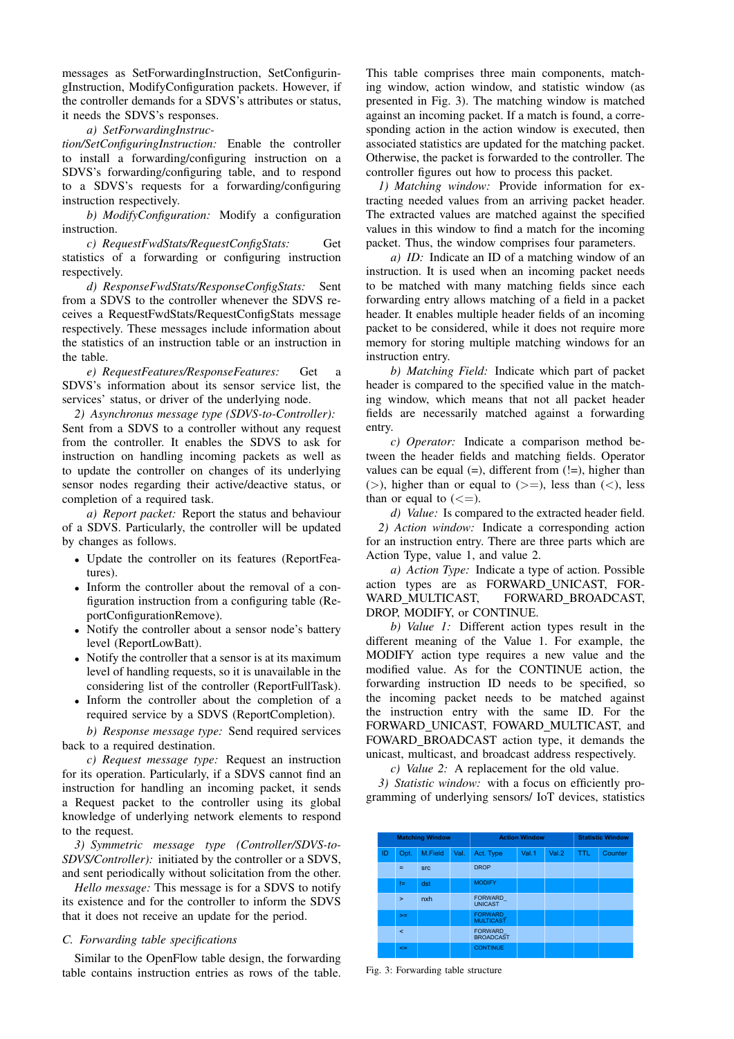messages as SetForwardingInstruction, SetConfiguringInstruction, ModifyConfiguration packets. However, if the controller demands for a SDVS's attributes or status, it needs the SDVS's responses.

*a) SetForwardingInstruction/SetConfiguringInstruction:* Enable the controller to install a forwarding/configuring instruction on a SDVS's forwarding/configuring table, and to respond to a SDVS's requests for a forwarding/configuring instruction respectively.

*b) ModifyConfiguration:* Modify a configuration instruction.

*c) RequestFwdStats/RequestConfigStats:* Get statistics of a forwarding or configuring instruction respectively.

*d) ResponseFwdStats/ResponseConfigStats:* Sent from a SDVS to the controller whenever the SDVS receives a RequestFwdStats/RequestConfigStats message respectively. These messages include information about the statistics of an instruction table or an instruction in the table.

*e) RequestFeatures/ResponseFeatures:* Get a SDVS's information about its sensor service list, the services' status, or driver of the underlying node.

*2) Asynchronous message type (SDVS-to-Controller):* Sent from a SDVS to a controller without any request from the controller. It enables the SDVS to ask for instruction on handling incoming packets as well as to update the controller on changes of its underlying sensor nodes regarding their active/deactive status, or completion of a required task.

*a) Report packet:* Report the status and behaviour of a SDVS. Particularly, the controller will be updated by changes as follows.

- Update the controller on its features (ReportFeatures).
- Inform the controller about the removal of a configuration instruction from a configuring table (ReportConfigurationRemove).
- Notify the controller about a sensor node's battery level (ReportLowBatt).
- Notify the controller that a sensor is at its maximum level of handling requests, so it is unavailable in the considering list of the controller (ReportFullTask).
- Inform the controller about the completion of a required service by a SDVS (ReportCompletion).

*b) Response message type:* Send required services back to a required destination.

*c) Request message type:* Request an instruction for its operation. Particularly, if a SDVS cannot find an instruction for handling an incoming packet, it sends a Request packet to the controller using its global knowledge of underlying network elements to respond to the request.

*3) Symmetric message type (Controller/SDVS-to-SDVS/Controller):* initiated by the controller or a SDVS, and sent periodically without solicitation from the other.

*Hello message:* This message is for a SDVS to notify its existence and for the controller to inform the SDVS that it does not receive an update for the period.

### C. Forwarding table specifications

Similar to the OpenFlow table design, the forwarding table contains instruction entries as rows of the table. This table comprises three main components, matching window, action window, and statistic window (as presented in Fig. 3). The matching window is matched against an incoming packet. If a match is found, a corresponding action in the action window is executed, then associated statistics are updated for the matching packet. Otherwise, the packet is forwarded to the controller. The controller figures out how to process this packet.

*1) Matching window:* Provide information for extracting needed values from an arriving packet header. The extracted values are matched against the specified values in this window to find a match for the incoming packet. Thus, the window comprises four parameters.

*a) ID:* Indicate an ID of a matching window of an instruction. It is used when an incoming packet needs to be matched with many matching fields since each forwarding entry allows matching of a field in a packet header. It enables multiple header fields of an incoming packet to be considered, while it does not require more memory for storing multiple matching windows for an instruction entry.

*b) Matching Field:* Indicate which part of packet header is compared to the specified value in the matching window, which means that not all packet header fields are necessarily matched against a forwarding entry.

*c) Operator:* Indicate a comparison method between the header fields and matching fields. Operator values can be equal (=), different from (!=), higher than (>), higher than or equal to (>=), less than (<), less than or equal to (<=).

*d) Value:* Is compared to the extracted header field.

*2) Action window:* Indicate a corresponding action for an instruction entry. There are three parts which are Action Type, value 1, and value 2.

*a) Action Type:* Indicate a type of action. Possible action types are as FORWARD_UNICAST, FORWARD_MULTICAST, FORWARD_BROADCAST, DROP, MODIFY, or CONTINUE.

*b) Value 1:* Different action types result in the different meaning of the Value 1. For example, the MODIFY action type requires a new value and the modified value. As for the CONTINUE action, the forwarding instruction ID needs to be specified, so the incoming packet needs to be matched against the instruction entry with the same ID. For the FORWARD_UNICAST, FOWARD_MULTICAST, and FOWARD_BROADCAST action type, it demands the unicast, multicast, and broadcast address respectively.

*c) Value 2:* A replacement for the old value.

*3) Statistic window:* with a focus on efficiently programming of underlying sensors/ IoT devices, statistics

| Matching Window | | | | Action Window | | | Statistic Window | |
|---|---|---|---|---|---|---|---|---|
| ID | Opt. | M.Field | Val. | Act. Type | Val.1 | Val.2 | TTL | Counter |
| | = | src | | DROP | | | | |
| | != | dst | | MODIFY | | | | |
| | > | nxh | | FORWARD_UNICAST | | | | |
| | >= | | | FORWARD_MULTICAST | | | | |
| | < | | | FORWARD_BROADCAST | | | | |
| | <= | | | CONTINUE | | | | |

Fig. 3: Forwarding table structure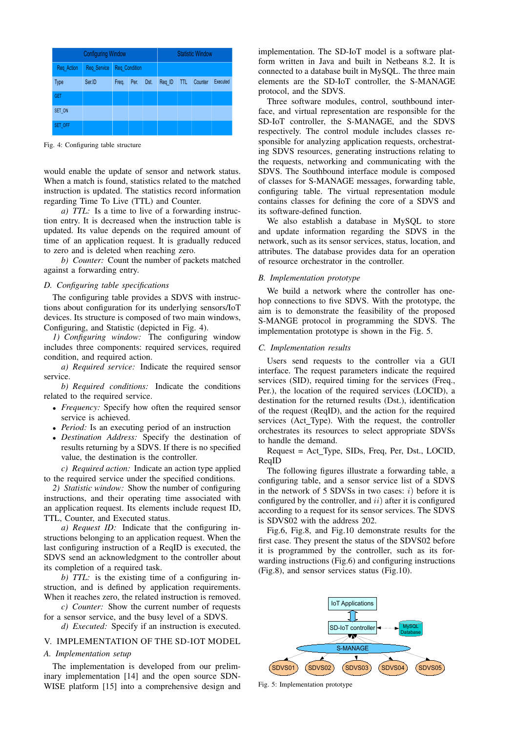| Configuring Window | | | | | Statistic Window | | | |
|---|---|---|---|---|---|---|---|---|
| Req_Action | Req_Service | Req_Condition | | | | | | |
| Type | Ser.ID | Freq. | Per. | Dst. | Req_ID | TTL | Counter | Executed |
| GET | | | | | | | | |
| SET_ON | | | | | | | | |
| SET_OFF | | | | | | | | |

Fig. 4: Configuring table structure

would enable the update of sensor and network status. When a match is found, statistics related to the matched instruction is updated. The statistics record information regarding Time To Live (TTL) and Counter.

*a) TTL:* Is a time to live of a forwarding instruction entry. It is decreased when the instruction table is updated. Its value depends on the required amount of time of an application request. It is gradually reduced to zero and is deleted when reaching zero.

*b) Counter:* Count the number of packets matched against a forwarding entry.

### D. Configuring table specifications

The configuring table provides a SDVS with instructions about configuration for its underlying sensors/IoT devices. Its structure is composed of two main windows, Configuring, and Statistic (depicted in Fig. 4).

*1) Configuring window:* The configuring window includes three components: required services, required condition, and required action.

*a) Required service:* Indicate the required sensor service.

*b) Required conditions:* Indicate the conditions related to the required service.

- *Frequency:* Specify how often the required sensor service is achieved.
- *Period:* Is an executing period of an instruction
- *Destination Address:* Specify the destination of results returning by a SDVS. If there is no specified value, the destination is the controller.

*c) Required action:* Indicate an action type applied to the required service under the specified conditions.

*2) Statistic window:* Show the number of configuring instructions, and their operating time associated with an application request. Its elements include request ID, TTL, Counter, and Executed status.

*a) Request ID:* Indicate that the configuring instructions belonging to an application request. When the last configuring instruction of a ReqID is executed, the SDVS send an acknowledgment to the controller about its completion of a required task.

*b) TTL:* is the existing time of a configuring instruction, and is defined by application requirements. When it reaches zero, the related instruction is removed.

*c) Counter:* Show the current number of requests for a sensor service, and the busy level of a SDVS.

*d) Executed:* Specify if an instruction is executed.

## V. IMPLEMENTATION OF THE SD-IOT MODEL

### A. Implementation setup

The implementation is developed from our preliminary implementation [14] and the open source SDN-WISE platform [15] into a comprehensive design and implementation. The SD-IoT model is a software platform written in Java and built in Netbeans 8.2. It is connected to a database built in MySQL. The three main elements are the SD-IoT controller, the S-MANAGE protocol, and the SDVS.

Three software modules, control, southbound interface, and virtual representation are responsible for the SD-IoT controller, the S-MANAGE, and the SDVS respectively. The control module includes classes responsible for analyzing application requests, orchestrating SDVS resources, generating instructions relating to the requests, networking and communicating with the SDVS. The Southbound interface module is composed of classes for S-MANAGE messages, forwarding table, configuring table. The virtual representation module contains classes for defining the core of a SDVS and its software-defined function.

We also establish a database in MySQL to store and update information regarding the SDVS in the network, such as its sensor services, status, location, and attributes. The database provides data for an operation of resource orchestrator in the controller.

### B. Implementation prototype

We build a network where the controller has one-hop connections to five SDVS. With the prototype, the aim is to demonstrate the feasibility of the proposed S-MANGE protocol in programming the SDVS. The implementation prototype is shown in the Fig. 5.

### C. Implementation results

Users send requests to the controller via a GUI interface. The request parameters indicate the required services (SID), required timing for the services (Freq., Per.), the location of the required services (LOCID), a destination for the returned results (Dst.), identification of the request (ReqID), and the action for the required services (Act_Type). With the request, the controller orchestrates its resources to select appropriate SDVSs to handle the demand.

Request = Act_Type, SIDs, Freq, Per, Dst., LOCID, ReqID

The following figures illustrate a forwarding table, a configuring table, and a sensor service list of a SDVS in the network of 5 SDVSs in two cases: $i)$ before it is configured by the controller, and $ii)$ after it is configured according to a request for its sensor services. The SDVS is SDVS02 with the address 202.

Fig.6, Fig.8, and Fig.10 demonstrate results for the first case. They present the status of the SDVS02 before it is programmed by the controller, such as its forwarding instructions (Fig.6) and configuring instructions (Fig.8), and sensor services status (Fig.10).

Fig. 5: Implementation prototype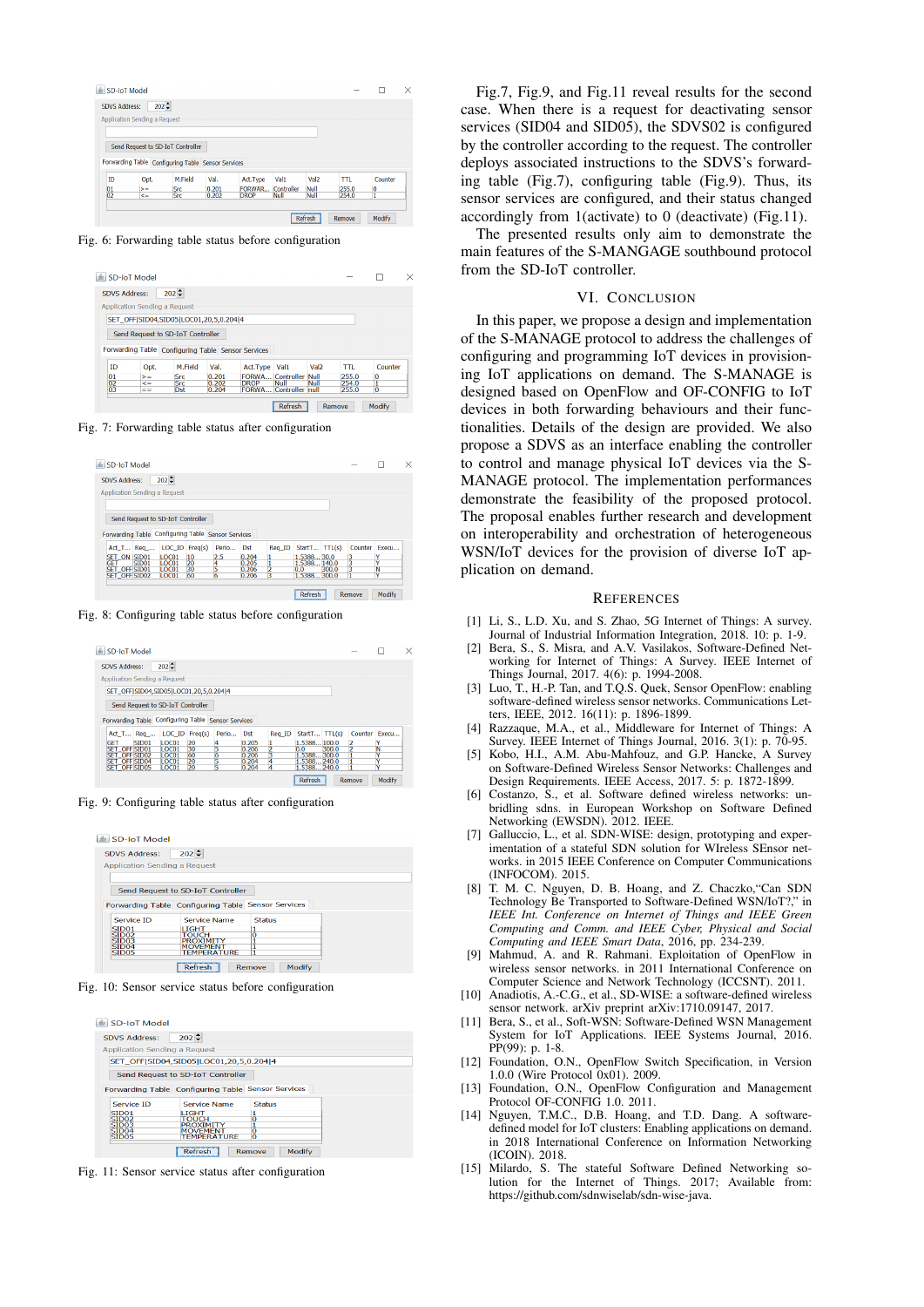Fig. 6: Forwarding table status before configuration

Fig. 7: Forwarding table status after configuration

Fig. 8: Configuring table status before configuration

Fig. 9: Configuring table status after configuration

Fig. 10: Sensor service status before configuration

Fig. 11: Sensor service status after configuration

Fig.7, Fig.9, and Fig.11 reveal results for the second case. When there is a request for deactivating sensor services (SID04 and SID05), the SDVS02 is configured by the controller according to the request. The controller deploys associated instructions to the SDVS's forwarding table (Fig.7), configuring table (Fig.9). Thus, its sensor services are configured, and their status changed accordingly from 1(activate) to 0 (deactivate) (Fig.11).

The presented results only aim to demonstrate the main features of the S-MANGAGE southbound protocol from the SD-IoT controller.

## VI. Conclusion

In this paper, we propose a design and implementation of the S-MANAGE protocol to address the challenges of configuring and programming IoT devices in provisioning IoT applications on demand. The S-MANAGE is designed based on OpenFlow and OF-CONFIG to IoT devices in both forwarding behaviours and their functionalities. Details of the design are provided. We also propose a SDVS as an interface enabling the controller to control and manage physical IoT devices via the S-MANAGE protocol. The implementation performances demonstrate the feasibility of the proposed protocol. The proposal enables further research and development on interoperability and orchestration of heterogeneous WSN/IoT devices for the provision of diverse IoT application on demand.

## References

[1] Li, S., L.D. Xu, and S. Zhao, 5G internet of Things: A survey. Journal of Industrial Information Integration, 2018. 10: p. 1-9.

[2] Bera, S., S. Misra, and A.V. Vasilakos, Software-Defined Networking for Internet of Things: A Survey. IEEE Internet of Things Journal, 2017. 4(6): p. 1994-2008.

[3] Luo, T., H.-P. Tan, and T.Q.S. Quek, Sensor OpenFlow: enabling software-defined wireless sensor networks. Communications Letters, IEEE, 2012. 16(11): p. 1896-1899.

[4] Razzaque, M.A., et al., Middleware for Internet of Things: A Survey. IEEE Internet of Things Journal, 2016. 3(1): p. 70-95.

[5] Kobo, H.I., A.M. Abu-Mahfouz, and G.P. Hancke, A Survey on Software-Defined Wireless Sensor Networks: Challenges and Design Requirements. IEEE Access, 2017. 5: p. 1872-1899.

[6] Costanzo, S., et al. Software defined wireless networks: unbridling sdns. in European Workshop on Software Defined Networking (EWSDN). 2012. IEEE.

[7] Galluccio, L., et al. SDN-WISE: design, prototyping and experimentation of a stateful SDN solution for WIreless SEnsor networks. in 2015 IEEE Conference on Computer Communications (INFOCOM). 2015.

[8] T. M. C. Nguyen, D. B. Hoang, and Z. Chaczko,"Can SDN Technology Be Transported to Software-Defined WSN/IoT?," in *IEEE Int. Conference on Internet of Things and IEEE Green Computing and Comm. and IEEE Cyber, Physical and Social Computing and IEEE Smart Data*, 2016, pp. 234-239.

[9] Mahmud, A. and R. Rahmani. Exploitation of OpenFlow in wireless sensor networks. in 2011 International Conference on Computer Science and Network Technology (ICCSNT). 2011.

[10] Anadiotis, A.-C.G., et al., SD-WISE: A software-defined wireless sensor network. arXiv preprint arXiv:1710.09147, 2017.

[11] Bera, S., et al., Soft-WSN: Software-Defined WSN Management System for IoT Applications. IEEE Systems Journal, 2016. PP(99): p. 1-8.

[12] Foundation, O.N., OpenFlow Switch Specification, in Version 1.0.0 (Wire Protocol 0x01). 2009.

[13] Foundation, O.N., OpenFlow Configuration and Management Protocol OF-CONFIG 1.0. 2011.

[14] Nguyen, T.M.C., D.B. Hoang, and T.D. Dang. A software-defined model for IoT clusters: Enabling applications on demand. in 2018 International Conference on Information Networking (ICOIN). 2018.

[15] Milardo, S. The stateful Software Defined Networking solution for the Internet of Things. 2017; Available from: https://github.com/sdnwiselab/sdn-wise-java.